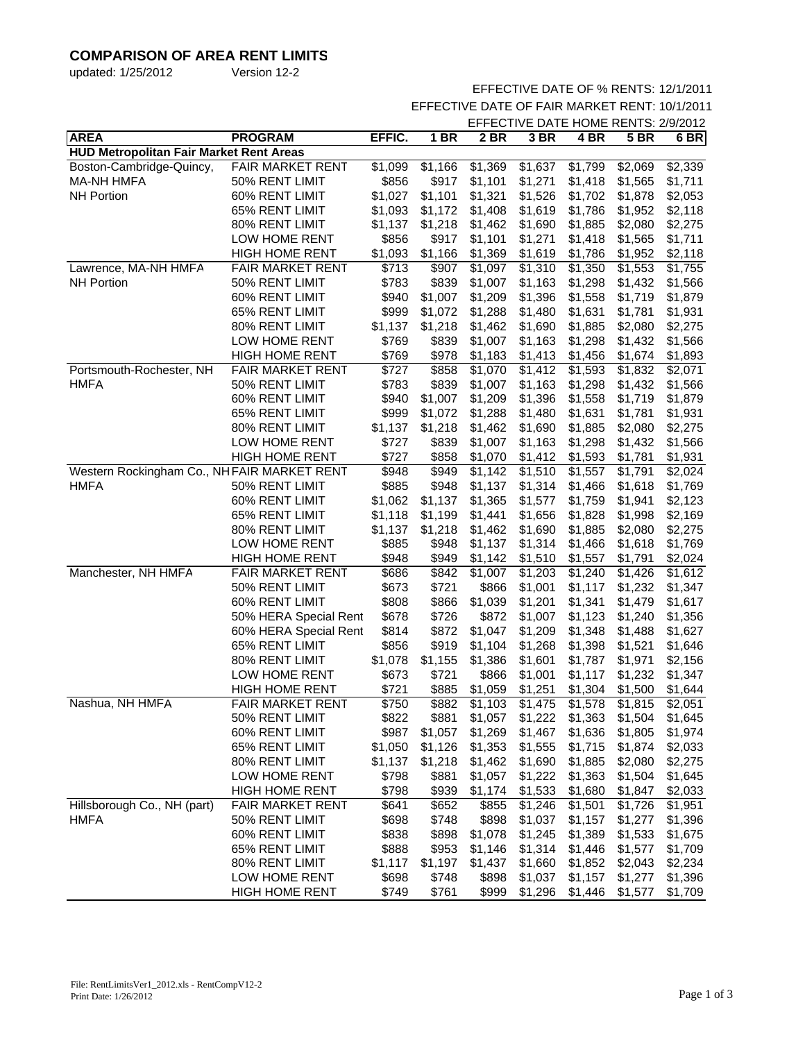## COMPARISON OF AREA RENT LIMITS

updated: 1/25/2012 Version 12-2

EFFECTIVE DATE OF % RENTS: 12/1/2011
EFFECTIVE DATE OF FAIR MARKET RENT: 10/1/2011
EFFECTIVE DATE HOME RENTS: 2/9/2012

| AREA | PROGRAM | EFFIC. | 1 BR | 2 BR | 3 BR | 4 BR | 5 BR | 6 BR |
|---|---|---|---|---|---|---|---|---|
| **HUD Metropolitan Fair Market Rent Areas** | | | | | | | | |
| Boston-Cambridge-Quincy, | FAIR MARKET RENT | $1,099 | $1,166 | $1,369 | $1,637 | $1,799 | $2,069 | $2,339 |
| MA-NH HMFA | 50% RENT LIMIT | $856 | $917 | $1,101 | $1,271 | $1,418 | $1,565 | $1,711 |
| NH Portion | 60% RENT LIMIT | $1,027 | $1,101 | $1,321 | $1,526 | $1,702 | $1,878 | $2,053 |
| | 65% RENT LIMIT | $1,093 | $1,172 | $1,408 | $1,619 | $1,786 | $1,952 | $2,118 |
| | 80% RENT LIMIT | $1,137 | $1,218 | $1,462 | $1,690 | $1,885 | $2,080 | $2,275 |
| | LOW HOME RENT | $856 | $917 | $1,101 | $1,271 | $1,418 | $1,565 | $1,711 |
| | HIGH HOME RENT | $1,093 | $1,166 | $1,369 | $1,619 | $1,786 | $1,952 | $2,118 |
| Lawrence, MA-NH HMFA | FAIR MARKET RENT | $713 | $907 | $1,097 | $1,310 | $1,350 | $1,553 | $1,755 |
| NH Portion | 50% RENT LIMIT | $783 | $839 | $1,007 | $1,163 | $1,298 | $1,432 | $1,566 |
| | 60% RENT LIMIT | $940 | $1,007 | $1,209 | $1,396 | $1,558 | $1,719 | $1,879 |
| | 65% RENT LIMIT | $999 | $1,072 | $1,288 | $1,480 | $1,631 | $1,781 | $1,931 |
| | 80% RENT LIMIT | $1,137 | $1,218 | $1,462 | $1,690 | $1,885 | $2,080 | $2,275 |
| | LOW HOME RENT | $769 | $839 | $1,007 | $1,163 | $1,298 | $1,432 | $1,566 |
| | HIGH HOME RENT | $769 | $978 | $1,183 | $1,413 | $1,456 | $1,674 | $1,893 |
| Portsmouth-Rochester, NH | FAIR MARKET RENT | $727 | $858 | $1,070 | $1,412 | $1,593 | $1,832 | $2,071 |
| HMFA | 50% RENT LIMIT | $783 | $839 | $1,007 | $1,163 | $1,298 | $1,432 | $1,566 |
| | 60% RENT LIMIT | $940 | $1,007 | $1,209 | $1,396 | $1,558 | $1,719 | $1,879 |
| | 65% RENT LIMIT | $999 | $1,072 | $1,288 | $1,480 | $1,631 | $1,781 | $1,931 |
| | 80% RENT LIMIT | $1,137 | $1,218 | $1,462 | $1,690 | $1,885 | $2,080 | $2,275 |
| | LOW HOME RENT | $727 | $839 | $1,007 | $1,163 | $1,298 | $1,432 | $1,566 |
| | HIGH HOME RENT | $727 | $858 | $1,070 | $1,412 | $1,593 | $1,781 | $1,931 |
| Western Rockingham Co., NH | FAIR MARKET RENT | $948 | $949 | $1,142 | $1,510 | $1,557 | $1,791 | $2,024 |
| HMFA | 50% RENT LIMIT | $885 | $948 | $1,137 | $1,314 | $1,466 | $1,618 | $1,769 |
| | 60% RENT LIMIT | $1,062 | $1,137 | $1,365 | $1,577 | $1,759 | $1,941 | $2,123 |
| | 65% RENT LIMIT | $1,118 | $1,199 | $1,441 | $1,656 | $1,828 | $1,998 | $2,169 |
| | 80% RENT LIMIT | $1,137 | $1,218 | $1,462 | $1,690 | $1,885 | $2,080 | $2,275 |
| | LOW HOME RENT | $885 | $948 | $1,137 | $1,314 | $1,466 | $1,618 | $1,769 |
| | HIGH HOME RENT | $948 | $949 | $1,142 | $1,510 | $1,557 | $1,791 | $2,024 |
| Manchester, NH HMFA | FAIR MARKET RENT | $686 | $842 | $1,007 | $1,203 | $1,240 | $1,426 | $1,612 |
| | 50% RENT LIMIT | $673 | $721 | $866 | $1,001 | $1,117 | $1,232 | $1,347 |
| | 60% RENT LIMIT | $808 | $866 | $1,039 | $1,201 | $1,341 | $1,479 | $1,617 |
| | 50% HERA Special Rent | $678 | $726 | $872 | $1,007 | $1,123 | $1,240 | $1,356 |
| | 60% HERA Special Rent | $814 | $872 | $1,047 | $1,209 | $1,348 | $1,488 | $1,627 |
| | 65% RENT LIMIT | $856 | $919 | $1,104 | $1,268 | $1,398 | $1,521 | $1,646 |
| | 80% RENT LIMIT | $1,078 | $1,155 | $1,386 | $1,601 | $1,787 | $1,971 | $2,156 |
| | LOW HOME RENT | $673 | $721 | $866 | $1,001 | $1,117 | $1,232 | $1,347 |
| | HIGH HOME RENT | $721 | $885 | $1,059 | $1,251 | $1,304 | $1,500 | $1,644 |
| Nashua, NH HMFA | FAIR MARKET RENT | $750 | $882 | $1,103 | $1,475 | $1,578 | $1,815 | $2,051 |
| | 50% RENT LIMIT | $822 | $881 | $1,057 | $1,222 | $1,363 | $1,504 | $1,645 |
| | 60% RENT LIMIT | $987 | $1,057 | $1,269 | $1,467 | $1,636 | $1,805 | $1,974 |
| | 65% RENT LIMIT | $1,050 | $1,126 | $1,353 | $1,555 | $1,715 | $1,874 | $2,033 |
| | 80% RENT LIMIT | $1,137 | $1,218 | $1,462 | $1,690 | $1,885 | $2,080 | $2,275 |
| | LOW HOME RENT | $798 | $881 | $1,057 | $1,222 | $1,363 | $1,504 | $1,645 |
| | HIGH HOME RENT | $798 | $939 | $1,174 | $1,533 | $1,680 | $1,847 | $2,033 |
| Hillsborough Co., NH (part) | FAIR MARKET RENT | $641 | $652 | $855 | $1,246 | $1,501 | $1,726 | $1,951 |
| HMFA | 50% RENT LIMIT | $698 | $748 | $898 | $1,037 | $1,157 | $1,277 | $1,396 |
| | 60% RENT LIMIT | $838 | $898 | $1,078 | $1,245 | $1,389 | $1,533 | $1,675 |
| | 65% RENT LIMIT | $888 | $953 | $1,146 | $1,314 | $1,446 | $1,577 | $1,709 |
| | 80% RENT LIMIT | $1,117 | $1,197 | $1,437 | $1,660 | $1,852 | $2,043 | $2,234 |
| | LOW HOME RENT | $698 | $748 | $898 | $1,037 | $1,157 | $1,277 | $1,396 |
| | HIGH HOME RENT | $749 | $761 | $999 | $1,296 | $1,446 | $1,577 | $1,709 |

File: RentLimitsVer1_2012.xls - RentCompV12-2
Print Date: 1/26/2012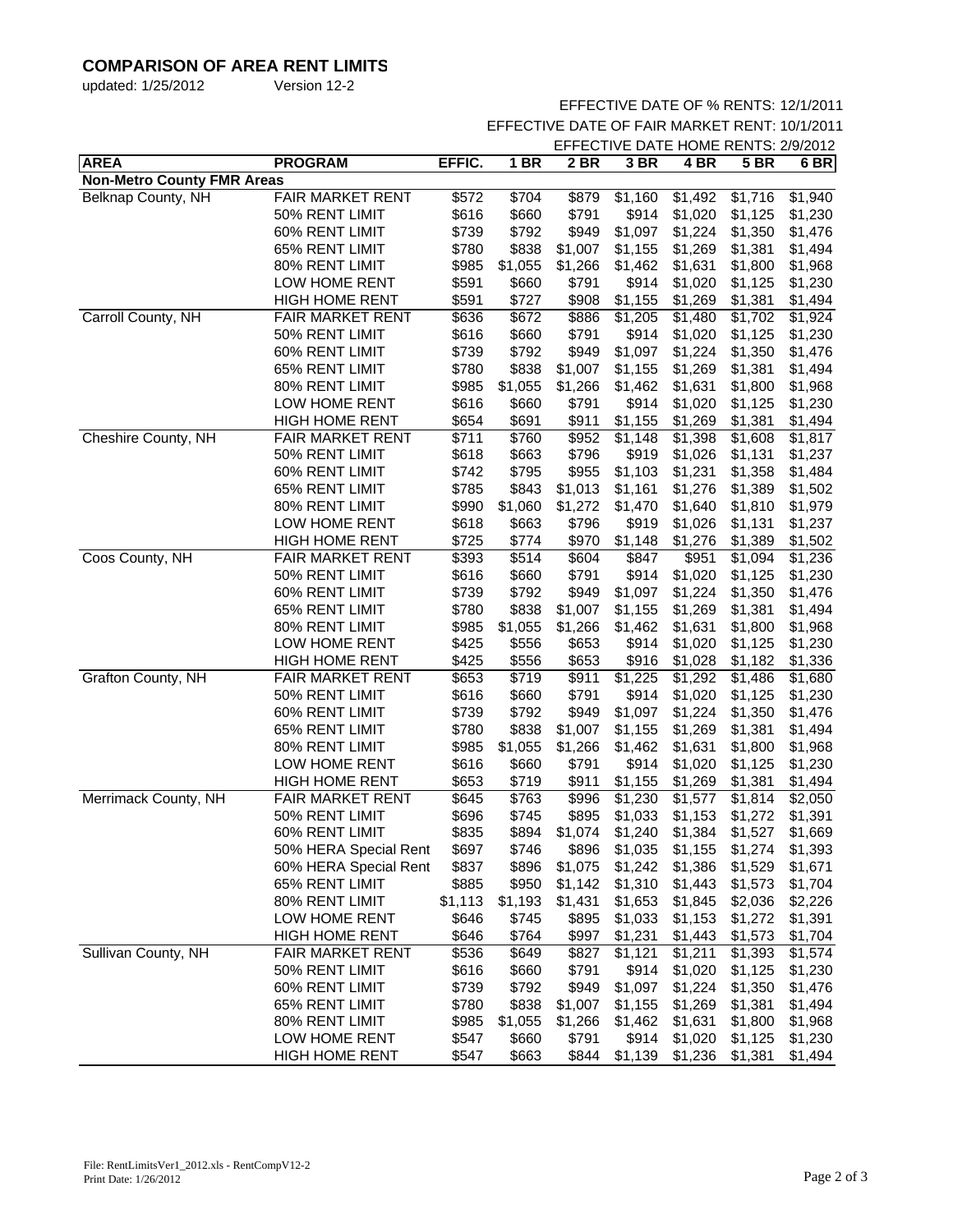## COMPARISON OF AREA RENT LIMITS

updated: 1/25/2012 Version 12-2

EFFECTIVE DATE OF % RENTS: 12/1/2011

EFFECTIVE DATE OF FAIR MARKET RENT: 10/1/2011

EFFECTIVE DATE HOME RENTS: 2/9/2012

| AREA | PROGRAM | EFFIC. | 1 BR | 2 BR | 3 BR | 4 BR | 5 BR | 6 BR |
|---|---|---|---|---|---|---|---|---|
| **Non-Metro County FMR Areas** | | | | | | | | |
| Belknap County, NH | FAIR MARKET RENT | $572 | $704 | $879 | $1,160 | $1,492 | $1,716 | $1,940 |
| | 50% RENT LIMIT | $616 | $660 | $791 | $914 | $1,020 | $1,125 | $1,230 |
| | 60% RENT LIMIT | $739 | $792 | $949 | $1,097 | $1,224 | $1,350 | $1,476 |
| | 65% RENT LIMIT | $780 | $838 | $1,007 | $1,155 | $1,269 | $1,381 | $1,494 |
| | 80% RENT LIMIT | $985 | $1,055 | $1,266 | $1,462 | $1,631 | $1,800 | $1,968 |
| | LOW HOME RENT | $591 | $660 | $791 | $914 | $1,020 | $1,125 | $1,230 |
| | HIGH HOME RENT | $591 | $727 | $908 | $1,155 | $1,269 | $1,381 | $1,494 |
| Carroll County, NH | FAIR MARKET RENT | $636 | $672 | $886 | $1,205 | $1,480 | $1,702 | $1,924 |
| | 50% RENT LIMIT | $616 | $660 | $791 | $914 | $1,020 | $1,125 | $1,230 |
| | 60% RENT LIMIT | $739 | $792 | $949 | $1,097 | $1,224 | $1,350 | $1,476 |
| | 65% RENT LIMIT | $780 | $838 | $1,007 | $1,155 | $1,269 | $1,381 | $1,494 |
| | 80% RENT LIMIT | $985 | $1,055 | $1,266 | $1,462 | $1,631 | $1,800 | $1,968 |
| | LOW HOME RENT | $616 | $660 | $791 | $914 | $1,020 | $1,125 | $1,230 |
| | HIGH HOME RENT | $654 | $691 | $911 | $1,155 | $1,269 | $1,381 | $1,494 |
| Cheshire County, NH | FAIR MARKET RENT | $711 | $760 | $952 | $1,148 | $1,398 | $1,608 | $1,817 |
| | 50% RENT LIMIT | $618 | $663 | $796 | $919 | $1,026 | $1,131 | $1,237 |
| | 60% RENT LIMIT | $742 | $795 | $955 | $1,103 | $1,231 | $1,358 | $1,484 |
| | 65% RENT LIMIT | $785 | $843 | $1,013 | $1,161 | $1,276 | $1,389 | $1,502 |
| | 80% RENT LIMIT | $990 | $1,060 | $1,272 | $1,470 | $1,640 | $1,810 | $1,979 |
| | LOW HOME RENT | $618 | $663 | $796 | $919 | $1,026 | $1,131 | $1,237 |
| | HIGH HOME RENT | $725 | $774 | $970 | $1,148 | $1,276 | $1,389 | $1,502 |
| Coos County, NH | FAIR MARKET RENT | $393 | $514 | $604 | $847 | $951 | $1,094 | $1,236 |
| | 50% RENT LIMIT | $616 | $660 | $791 | $914 | $1,020 | $1,125 | $1,230 |
| | 60% RENT LIMIT | $739 | $792 | $949 | $1,097 | $1,224 | $1,350 | $1,476 |
| | 65% RENT LIMIT | $780 | $838 | $1,007 | $1,155 | $1,269 | $1,381 | $1,494 |
| | 80% RENT LIMIT | $985 | $1,055 | $1,266 | $1,462 | $1,631 | $1,800 | $1,968 |
| | LOW HOME RENT | $425 | $556 | $653 | $914 | $1,020 | $1,125 | $1,230 |
| | HIGH HOME RENT | $425 | $556 | $653 | $916 | $1,028 | $1,182 | $1,336 |
| Grafton County, NH | FAIR MARKET RENT | $653 | $719 | $911 | $1,225 | $1,292 | $1,486 | $1,680 |
| | 50% RENT LIMIT | $616 | $660 | $791 | $914 | $1,020 | $1,125 | $1,230 |
| | 60% RENT LIMIT | $739 | $792 | $949 | $1,097 | $1,224 | $1,350 | $1,476 |
| | 65% RENT LIMIT | $780 | $838 | $1,007 | $1,155 | $1,269 | $1,381 | $1,494 |
| | 80% RENT LIMIT | $985 | $1,055 | $1,266 | $1,462 | $1,631 | $1,800 | $1,968 |
| | LOW HOME RENT | $616 | $660 | $791 | $914 | $1,020 | $1,125 | $1,230 |
| | HIGH HOME RENT | $653 | $719 | $911 | $1,155 | $1,269 | $1,381 | $1,494 |
| Merrimack County, NH | FAIR MARKET RENT | $645 | $763 | $996 | $1,230 | $1,577 | $1,814 | $2,050 |
| | 50% RENT LIMIT | $696 | $745 | $895 | $1,033 | $1,153 | $1,272 | $1,391 |
| | 60% RENT LIMIT | $835 | $894 | $1,074 | $1,240 | $1,384 | $1,527 | $1,669 |
| | 50% HERA Special Rent | $697 | $746 | $896 | $1,035 | $1,155 | $1,274 | $1,393 |
| | 60% HERA Special Rent | $837 | $896 | $1,075 | $1,242 | $1,386 | $1,529 | $1,671 |
| | 65% RENT LIMIT | $885 | $950 | $1,142 | $1,310 | $1,443 | $1,573 | $1,704 |
| | 80% RENT LIMIT | $1,113 | $1,193 | $1,431 | $1,653 | $1,845 | $2,036 | $2,226 |
| | LOW HOME RENT | $646 | $745 | $895 | $1,033 | $1,153 | $1,272 | $1,391 |
| | HIGH HOME RENT | $646 | $764 | $997 | $1,231 | $1,443 | $1,573 | $1,704 |
| Sullivan County, NH | FAIR MARKET RENT | $536 | $649 | $827 | $1,121 | $1,211 | $1,393 | $1,574 |
| | 50% RENT LIMIT | $616 | $660 | $791 | $914 | $1,020 | $1,125 | $1,230 |
| | 60% RENT LIMIT | $739 | $792 | $949 | $1,097 | $1,224 | $1,350 | $1,476 |
| | 65% RENT LIMIT | $780 | $838 | $1,007 | $1,155 | $1,269 | $1,381 | $1,494 |
| | 80% RENT LIMIT | $985 | $1,055 | $1,266 | $1,462 | $1,631 | $1,800 | $1,968 |
| | LOW HOME RENT | $547 | $660 | $791 | $914 | $1,020 | $1,125 | $1,230 |
| | HIGH HOME RENT | $547 | $663 | $844 | $1,139 | $1,236 | $1,381 | $1,494 |

File: RentLimitsVer1_2012.xls - RentCompV12-2
Print Date: 1/26/2012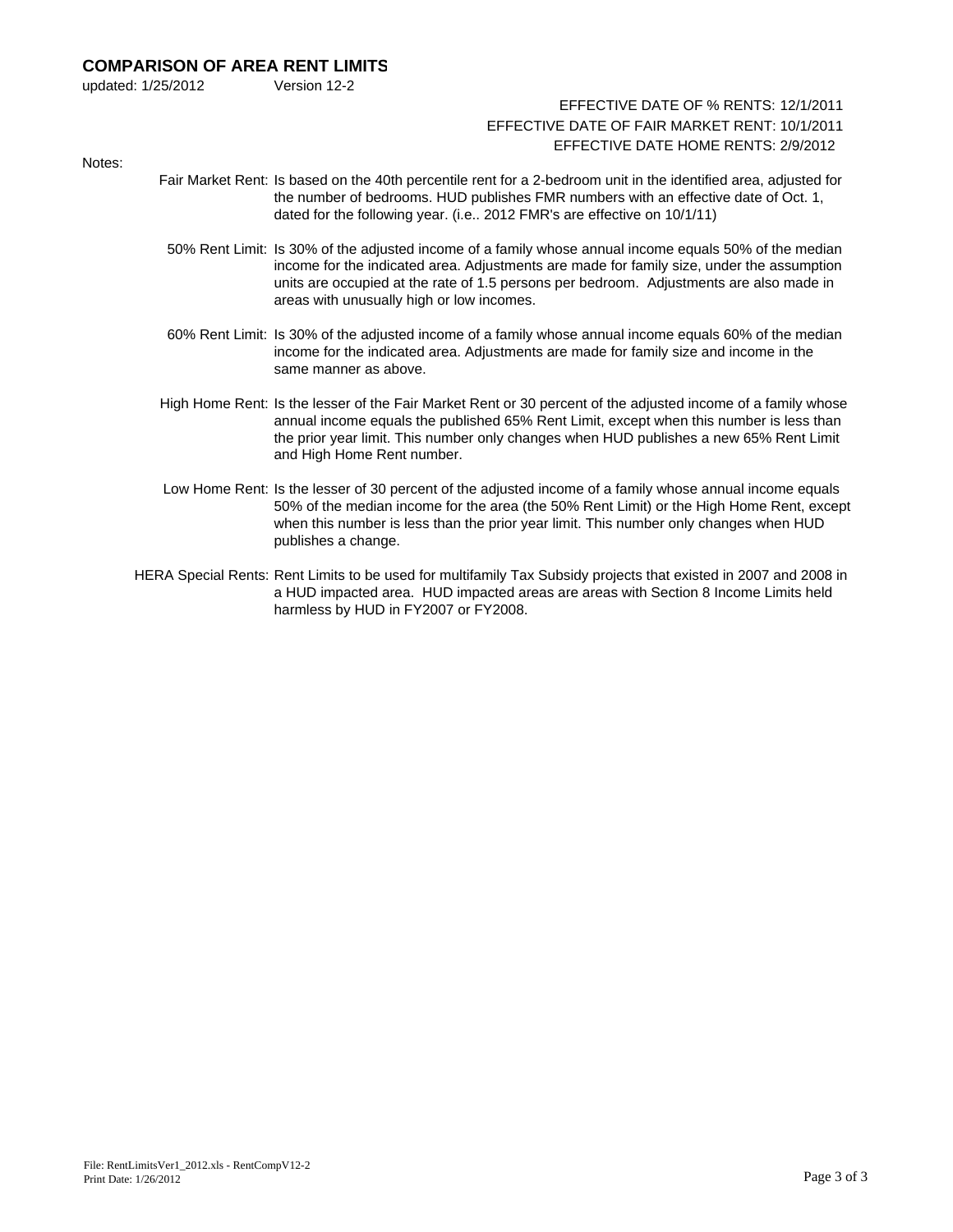# COMPARISON OF AREA RENT LIMITS

updated: 1/25/2012 Version 12-2

EFFECTIVE DATE OF % RENTS: 12/1/2011
EFFECTIVE DATE OF FAIR MARKET RENT: 10/1/2011
EFFECTIVE DATE HOME RENTS: 2/9/2012

Notes:

**Fair Market Rent:** Is based on the 40th percentile rent for a 2-bedroom unit in the identified area, adjusted for the number of bedrooms. HUD publishes FMR numbers with an effective date of Oct. 1, dated for the following year. (i.e.. 2012 FMR's are effective on 10/1/11)

**50% Rent Limit:** Is 30% of the adjusted income of a family whose annual income equals 50% of the median income for the indicated area. Adjustments are made for family size, under the assumption units are occupied at the rate of 1.5 persons per bedroom. Adjustments are also made in areas with unusually high or low incomes.

**60% Rent Limit:** Is 30% of the adjusted income of a family whose annual income equals 60% of the median income for the indicated area. Adjustments are made for family size and income in the same manner as above.

**High Home Rent:** Is the lesser of the Fair Market Rent or 30 percent of the adjusted income of a family whose annual income equals the published 65% Rent Limit, except when this number is less than the prior year limit. This number only changes when HUD publishes a new 65% Rent Limit and High Home Rent number.

**Low Home Rent:** Is the lesser of 30 percent of the adjusted income of a family whose annual income equals 50% of the median income for the area (the 50% Rent Limit) or the High Home Rent, except when this number is less than the prior year limit. This number only changes when HUD publishes a change.

**HERA Special Rents:** Rent Limits to be used for multifamily Tax Subsidy projects that existed in 2007 and 2008 in a HUD impacted area. HUD impacted areas are areas with Section 8 Income Limits held harmless by HUD in FY2007 or FY2008.

File: RentLimitsVer1_2012.xls - RentCompV12-2
Print Date: 1/26/2012